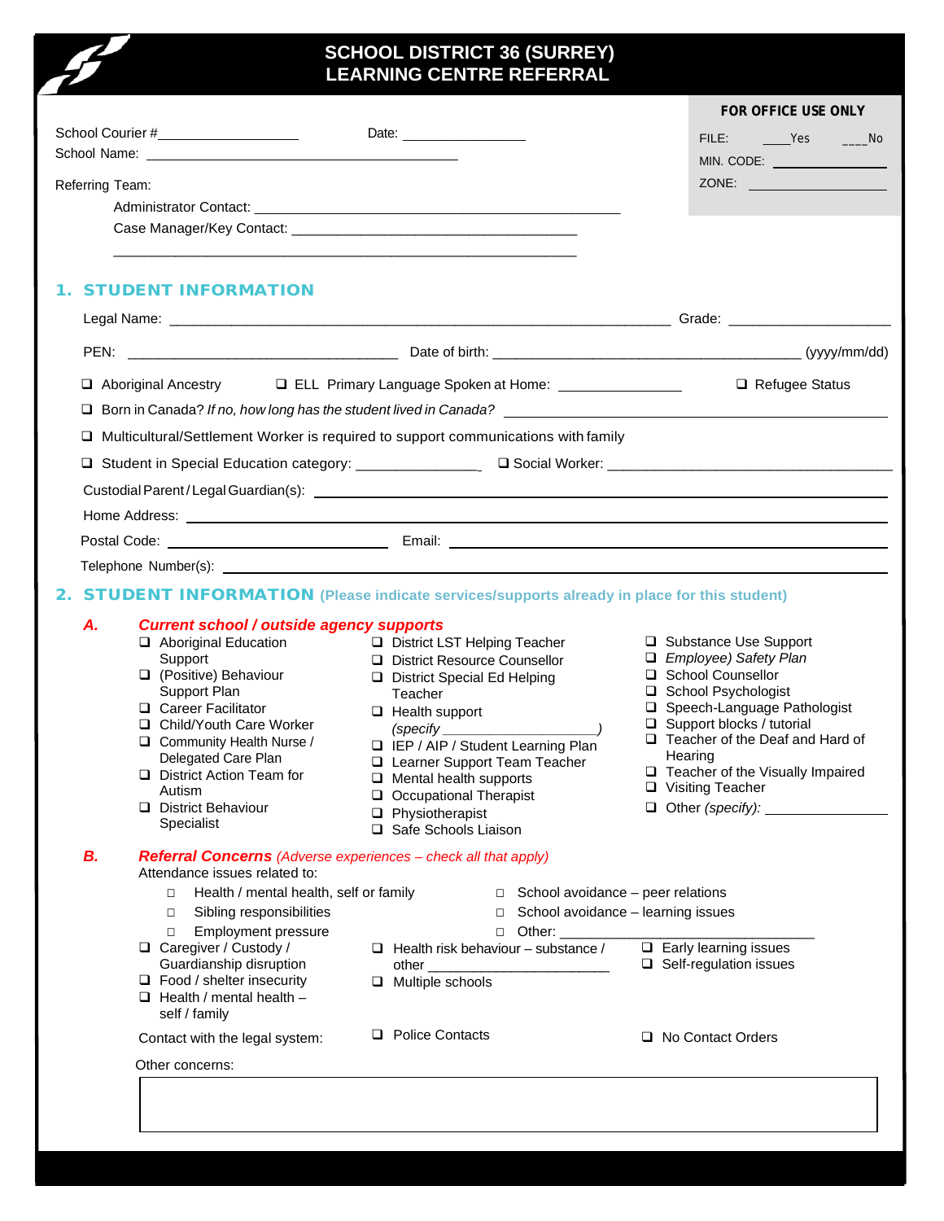# SCHOOL DISTRICT 36 (SURREY)
# LEARNING CENTRE REFERRAL

School Courier #___________________ Date: _________________

School Name: _____________________________________________

Referring Team:

Administrator Contact: _____________________________________________

Case Manager/Key Contact: _____________________________________________

_____________________________________________

**FOR OFFICE USE ONLY**

FILE: ____Yes ____No

MIN. CODE: ______________

ZONE: ______________

## 1. STUDENT INFORMATION

Legal Name: _____________________________________________ Grade: ____________________

PEN: ______________________________ Date of birth: ______________________________ (yyyy/mm/dd)

❑ Aboriginal Ancestry ❑ ELL Primary Language Spoken at Home: _______________ ❑ Refugee Status

❑ Born in Canada? *If no, how long has the student lived in Canada?* ______________________________

❑ Multicultural/Settlement Worker is required to support communications with family

❑ Student in Special Education category: _______________ ❑ Social Worker: ______________________________

Custodial Parent/Legal Guardian(s): _____________________________________________

Home Address: _____________________________________________

Postal Code: ______________________ Email: ______________________________

Telephone Number(s): _____________________________________________

## 2. STUDENT INFORMATION (Please indicate services/supports already in place for this student)

### A. *Current school / outside agency supports*

- ❑ Aboriginal Education Support
- ❑ (Positive) Behaviour Support Plan
- ❑ Career Facilitator
- ❑ Child/Youth Care Worker
- ❑ Community Health Nurse / Delegated Care Plan
- ❑ District Action Team for Autism
- ❑ District Behaviour Specialist
- ❑ District LST Helping Teacher
- ❑ District Resource Counsellor
- ❑ District Special Ed Helping Teacher
- ❑ Health support *(specify ____________________)*
- ❑ IEP / AIP / Student Learning Plan
- ❑ Learner Support Team Teacher
- ❑ Mental health supports
- ❑ Occupational Therapist
- ❑ Physiotherapist
- ❑ Safe Schools Liaison
- ❑ Substance Use Support
- ❑ *Employee) Safety Plan*
- ❑ School Counsellor
- ❑ School Psychologist
- ❑ Speech-Language Pathologist
- ❑ Support blocks / tutorial
- ❑ Teacher of the Deaf and Hard of Hearing
- ❑ Teacher of the Visually Impaired
- ❑ Visiting Teacher
- ❑ Other *(specify):* _______________

### B. *Referral Concerns* *(Adverse experiences – check all that apply)*

Attendance issues related to:

- □ Health / mental health, self or family
- □ Sibling responsibilities
- □ Employment pressure
- □ School avoidance – peer relations
- □ School avoidance – learning issues
- □ Other: ______________________________

- ❑ Caregiver / Custody / Guardianship disruption
- ❑ Food / shelter insecurity
- ❑ Health / mental health – self / family
- ❑ Health risk behaviour – substance / other ______________________
- ❑ Multiple schools
- ❑ Early learning issues
- ❑ Self-regulation issues

Contact with the legal system: ❑ Police Contacts ❑ No Contact Orders

Other concerns:

| |
|---|
| |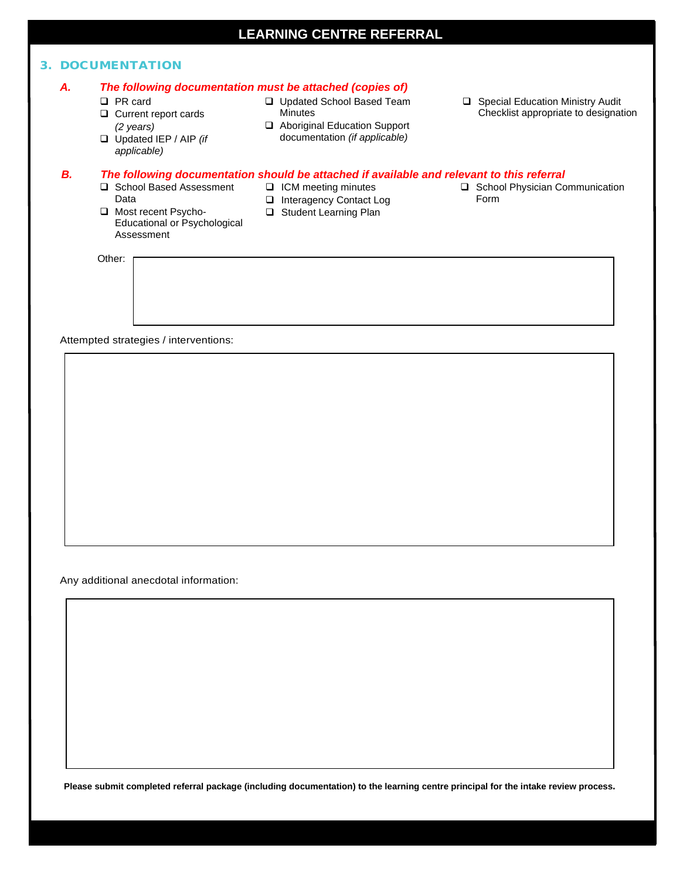## LEARNING CENTRE REFERRAL

### 3. DOCUMENTATION

***A. The following documentation must be attached (copies of)***

- ❑ PR card
- ❑ Current report cards *(2 years)*
- ❑ Updated IEP / AIP *(if applicable)*
- ❑ Updated School Based Team Minutes
- ❑ Aboriginal Education Support documentation *(if applicable)*
- ❑ Special Education Ministry Audit Checklist appropriate to designation

***B. The following documentation should be attached if available and relevant to this referral***

- ❑ School Based Assessment Data
- ❑ Most recent Psycho-Educational or Psychological Assessment
- ❑ ICM meeting minutes
- ❑ Interagency Contact Log
- ❑ Student Learning Plan
- ❑ School Physician Communication Form

Other:

Attempted strategies / interventions:

Any additional anecdotal information:

**Please submit completed referral package (including documentation) to the learning centre principal for the intake review process.**